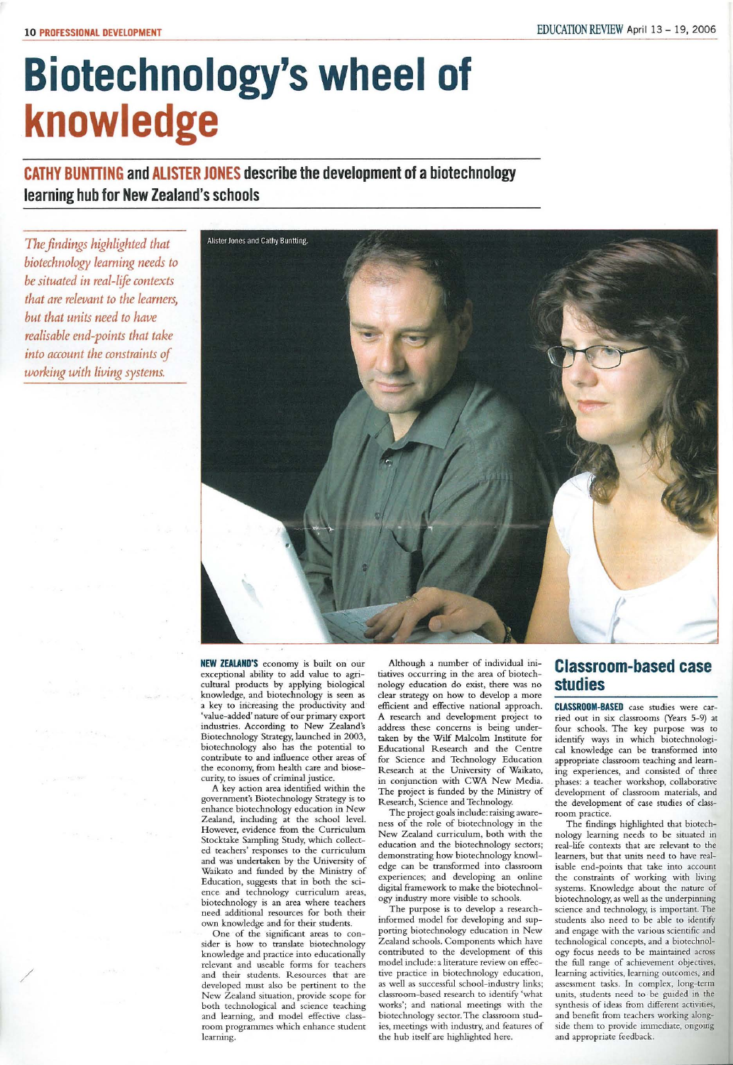# Biotechnology's wheel of knowledge

## CATHY BUNTTING and ALISTER JONES describe the development of a biotechnology learning hub for New Zealand's schools

*The findings highlighted that biotechnology learning needs to be situated in real-life contexts that are relevant to the learners, but that units need to have realisable end-points that take into account the constraints of working with living systems.*

Alister Jones and Cathy Buntting.

**NEW ZEALAND'S** economy is built on our exceptional ability to add value to agricultural products by applying biological knowledge, and biotechnology is seen as a key to increasing the productivity and 'value-added' nature of our primary export industries. According to New Zealand's Biotechnology Strategy, launched in 2003, biotechnology also has the potential to contribute to and influence other areas of the economy, from health care and biosecurity, to issues of criminal justice.

A key action area identified within the government's Biotechnology Strategy is to enhance biotechnology education in New Zealand, including at the school level. However, evidence from the Curriculum Stocktake Sampling Study, which collected teachers' responses to the curriculum and was undertaken by the University of Waikato and funded by the Ministry of Education, suggests that in both the science and technology curriculum areas, biotechnology is an area where teachers need additional resources for both their own knowledge and for their students.

One of the significant areas to consider is how to translate biotechnology knowledge and practice into educationally relevant and useable forms for teachers and their students. Resources that are developed must also be pertinent to the New Zealand situation, provide scope for both technological and science teaching and learning, and model effective classroom programmes which enhance student learning.

Although a number of individual initiatives occurring in the area of biotechnology education do exist, there was no clear strategy on how to develop a more efficient and effective national approach. A research and development project to address these concerns is being undertaken by the Wilf Malcolm Institute for Educational Research and the Centre for Science and Technology Education Research at the University of Waikato, in conjunction with CWA New Media. The project is funded by the Ministry of Research, Science and Technology.

The project goals include: raising awareness of the role of biotechnology in the New Zealand curriculum, both with the education and the biotechnology sectors; demonstrating how biotechnology knowledge can be transformed into classroom experiences; and developing an online digital framework to make the biotechnology industry more visible to schools.

The purpose is to develop a research-informed model for developing and supporting biotechnology education in New Zealand schools. Components which have contributed to the development of this model include: a literature review on effective practice in biotechnology education, as well as successful school-industry links; classroom-based research to identify 'what works'; and national meetings with the biotechnology sector. The classroom studies, meetings with industry, and features of the hub itself are highlighted here.

## Classroom-based case studies

**CLASSROOM-BASED** case studies were carried out in six classrooms (Years 5-9) at four schools. The key purpose was to identify ways in which biotechnological knowledge can be transformed into appropriate classroom teaching and learning experiences, and consisted of three phases: a teacher workshop, collaborative development of classroom materials, and the development of case studies of classroom practice.

The findings highlighted that biotechnology learning needs to be situated in real-life contexts that are relevant to the learners, but that units need to have realisable end-points that take into account the constraints of working with living systems. Knowledge about the nature of biotechnology, as well as the underpinning science and technology, is important. The students also need to be able to identify and engage with the various scientific and technological concepts, and a biotechnology focus needs to be maintained across the full range of achievement objectives, learning activities, learning outcomes, and assessment tasks. In complex, long-term units, students need to be guided in the synthesis of ideas from different activities, and benefit from teachers working alongside them to provide immediate, ongoing and appropriate feedback.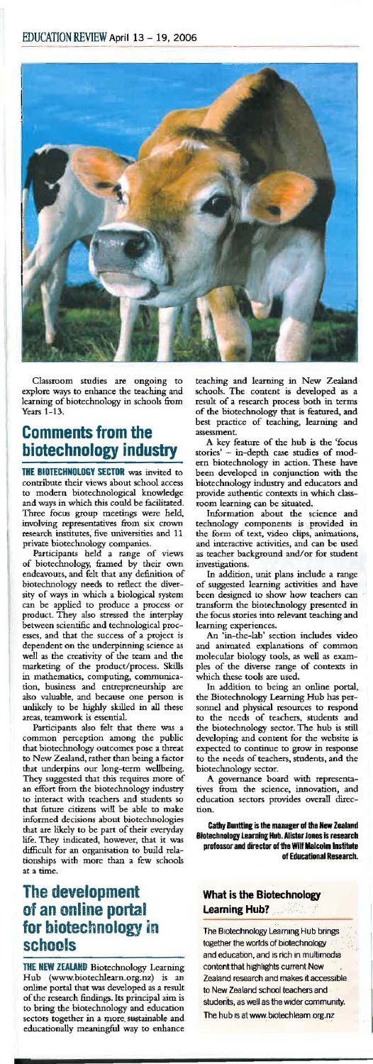Classroom studies are ongoing to explore ways to enhance the teaching and learning of biotechnology in schools from Years 1-13.

## Comments from the biotechnology industry

**THE BIOTECHNOLOGY SECTOR** was invited to contribute their views about school access to modern biotechnological knowledge and ways in which this could be facilitated. Three focus group meetings were held, involving representatives from six crown research institutes, five universities and 11 private biotechnology companies.

Participants held a range of views of biotechnology, framed by their own endeavours, and felt that any definition of biotechnology needs to reflect the diversity of ways in which a biological system can be applied to produce a process or product. They also stressed the interplay between scientific and technological processes, and that the success of a project is dependent on the underpinning science as well as the creativity of the team and the marketing of the product/process. Skills in mathematics, computing, communication, business and entrepreneurship are also valuable, and because one person is unlikely to be highly skilled in all these areas, teamwork is essential.

Participants also felt that there was a common perception among the public that biotechnology outcomes pose a threat to New Zealand, rather than being a factor that underpins our long-term wellbeing. They suggested that this requires more of an effort from the biotechnology industry to interact with teachers and students so that future citizens will be able to make informed decisions about biotechnologies that are likely to be part of their everyday life. They indicated, however, that it was difficult for an organisation to build relationships with more than a few schools at a time.

## The development of an online portal for biotechnology in schools

**THE NEW ZEALAND** Biotechnology Learning Hub (www.biotechlearn.org.nz) is an online portal that was developed as a result of the research findings. Its principal aim is to bring the biotechnology and education sectors together in a more sustainable and educationally meaningful way to enhance teaching and learning in New Zealand schools. The content is developed as a result of a research process both in terms of the biotechnology that is featured, and best practice of teaching, learning and assessment.

A key feature of the hub is the 'focus stories' – in-depth case studies of modern biotechnology in action. These have been developed in conjunction with the biotechnology industry and educators and provide authentic contexts in which classroom learning can be situated.

Information about the science and technology components is provided in the form of text, video clips, animations, and interactive activities, and can be used as teacher background and/or for student investigations.

In addition, unit plans include a range of suggested learning activities and have been designed to show how teachers can transform the biotechnology presented in the focus stories into relevant teaching and learning experiences.

An 'in-the-lab' section includes video and animated explanations of common molecular biology tools, as well as examples of the diverse range of contexts in which these tools are used.

In addition to being an online portal, the Biotechnology Learning Hub has personnel and physical resources to respond to the needs of teachers, students and the biotechnology sector. The hub is still developing and content for the website is expected to continue to grow in response to the needs of teachers, students, and the biotechnology sector.

A governance board with representatives from the science, innovation, and education sectors provides overall direction.

**Cathy Buntting is the manager of the New Zealand Biotechnology Learning Hub. Alister Jones is research professor and director of the Wilf Malcolm Institute of Educational Research.**

### What is the Biotechnology Learning Hub?

The Biotechnology Learning Hub brings together the worlds of biotechnology and education, and is rich in multimedia content that highlights current New Zealand research and makes it accessible to New Zealand school teachers and students, as well as the wider community. The hub is at www.biotechlearn.org.nz